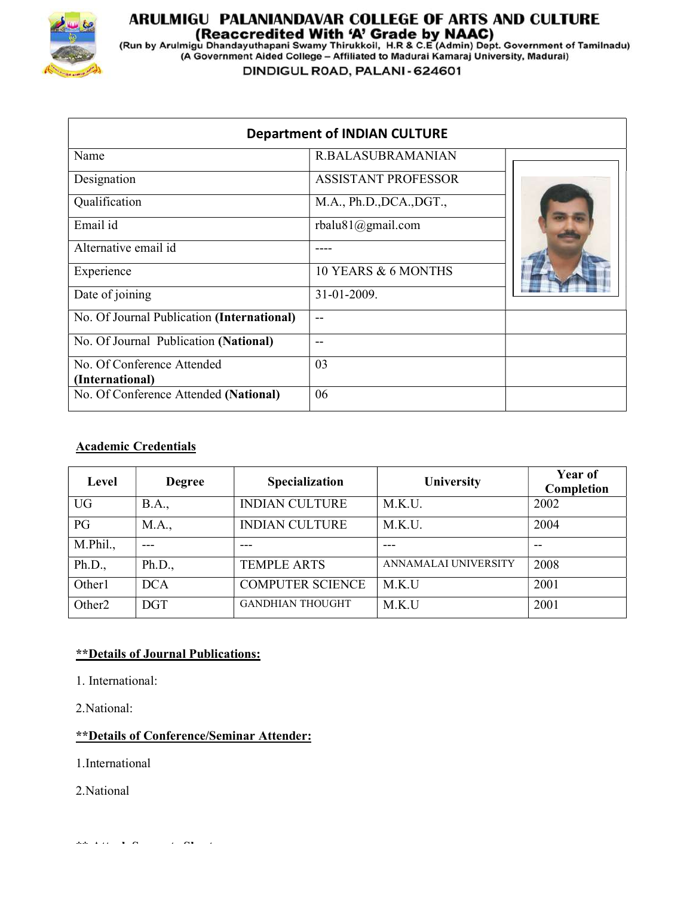# ARULMIGU PALANIANDAVAR COLLEGE OF ARTS AND CULTURE

**(Reaccredited With 'A' Grade by NAAC)**

(Run by Arulmigu Dhandayuthapani Swamy Thirukkoil, H.R & C.E (Admin) Dept. Government of Tamilnadu)
(A Government Aided College – Affiliated to Madurai Kamaraj University, Madurai)

DINDIGUL ROAD, PALANI - 624601

## Department of INDIAN CULTURE

| | | |
|---|---|---|
| Name | R.BALASUBRAMANIAN | |
| Designation | ASSISTANT PROFESSOR | |
| Qualification | M.A., Ph.D.,DCA.,DGT., | |
| Email id | rbalu81@gmail.com | |
| Alternative email id | ---- | |
| Experience | 10 YEARS & 6 MONTHS | |
| Date of joining | 31-01-2009. | |
| No. Of Journal Publication **(International)** | -- | |
| No. Of Journal Publication **(National)** | -- | |
| No. Of Conference Attended **(International)** | 03 | |
| No. Of Conference Attended **(National)** | 06 | |

**Academic Credentials**

| Level | Degree | Specialization | University | Year of Completion |
|---|---|---|---|---|
| UG | B.A., | INDIAN CULTURE | M.K.U. | 2002 |
| PG | M.A., | INDIAN CULTURE | M.K.U. | 2004 |
| M.Phil., | --- | --- | --- | -- |
| Ph.D., | Ph.D., | TEMPLE ARTS | ANNAMALAI UNIVERSITY | 2008 |
| Other1 | DCA | COMPUTER SCIENCE | M.K.U | 2001 |
| Other2 | DGT | GANDHIAN THOUGHT | M.K.U | 2001 |

**Details of Journal Publications:**

1. International:

2. National:

**Details of Conference/Seminar Attender:**

1. International

2. National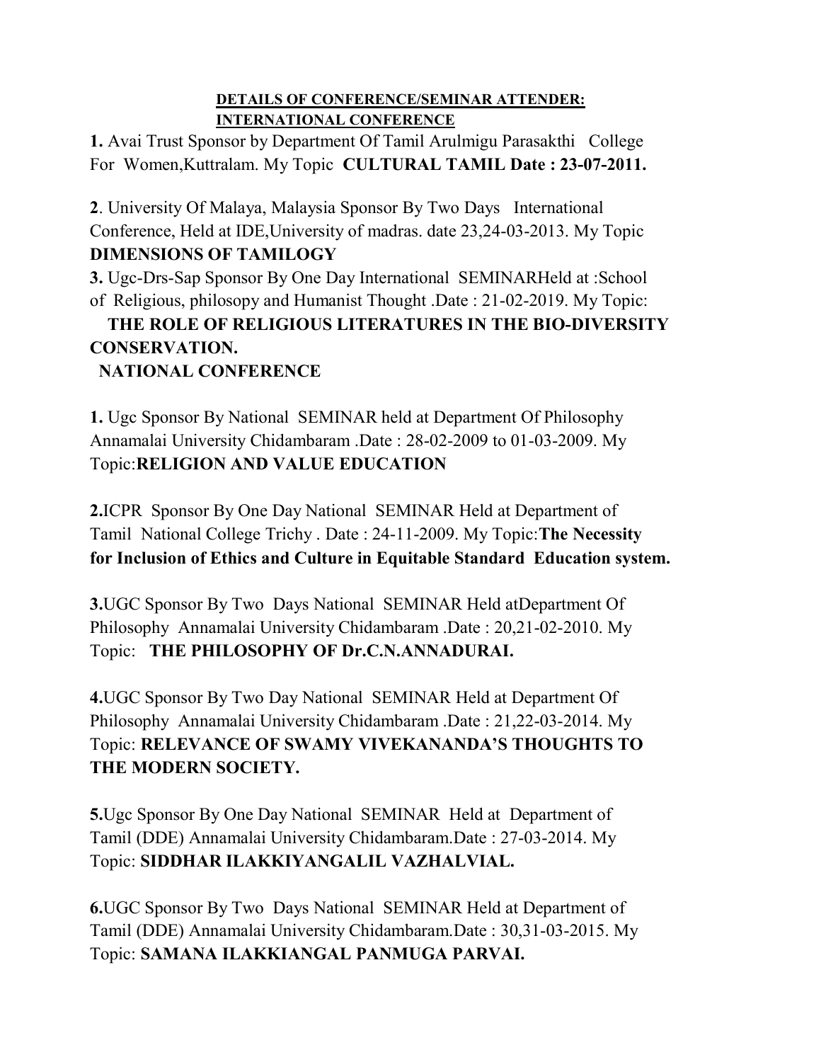**DETAILS OF CONFERENCE/SEMINAR ATTENDER:**
**INTERNATIONAL CONFERENCE**

**1.** Avai Trust Sponsor by Department Of Tamil Arulmigu Parasakthi College For Women,Kuttralam. My Topic **CULTURAL TAMIL Date : 23-07-2011.**

**2**. University Of Malaya, Malaysia Sponsor By Two Days International Conference, Held at IDE,University of madras. date 23,24-03-2013. My Topic **DIMENSIONS OF TAMILOGY**

**3.** Ugc-Drs-Sap Sponsor By One Day International SEMINARHeld at :School of Religious, philosopy and Humanist Thought .Date : 21-02-2019. My Topic: **THE ROLE OF RELIGIOUS LITERATURES IN THE BIO-DIVERSITY CONSERVATION.**

**NATIONAL CONFERENCE**

**1.** Ugc Sponsor By National SEMINAR held at Department Of Philosophy Annamalai University Chidambaram .Date : 28-02-2009 to 01-03-2009. My Topic:**RELIGION AND VALUE EDUCATION**

**2.**ICPR Sponsor By One Day National SEMINAR Held at Department of Tamil National College Trichy . Date : 24-11-2009. My Topic:**The Necessity for Inclusion of Ethics and Culture in Equitable Standard Education system.**

**3.**UGC Sponsor By Two Days National SEMINAR Held atDepartment Of Philosophy Annamalai University Chidambaram .Date : 20,21-02-2010. My Topic: **THE PHILOSOPHY OF Dr.C.N.ANNADURAI.**

**4.**UGC Sponsor By Two Day National SEMINAR Held at Department Of Philosophy Annamalai University Chidambaram .Date : 21,22-03-2014. My Topic: **RELEVANCE OF SWAMY VIVEKANANDA'S THOUGHTS TO THE MODERN SOCIETY.**

**5.**Ugc Sponsor By One Day National SEMINAR Held at Department of Tamil (DDE) Annamalai University Chidambaram.Date : 27-03-2014. My Topic: **SIDDHAR ILAKKIYANGALIL VAZHALVIAL.**

**6.**UGC Sponsor By Two Days National SEMINAR Held at Department of Tamil (DDE) Annamalai University Chidambaram.Date : 30,31-03-2015. My Topic: **SAMANA ILAKKIANGAL PANMUGA PARVAI.**